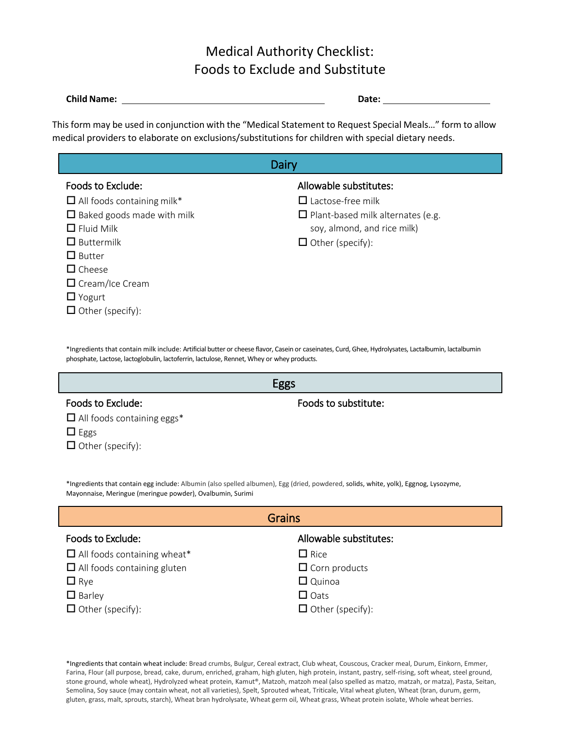# Medical Authority Checklist: Foods to Exclude and Substitute

**Child Name:** ______________________________ **Date:** ________________

This form may be used in conjunction with the "Medical Statement to Request Special Meals…" form to allow medical providers to elaborate on exclusions/substitutions for children with special dietary needs.

## Dairy

**Foods to Exclude:**

- ☐ All foods containing milk*
- ☐ Baked goods made with milk
- ☐ Fluid Milk
- ☐ Buttermilk
- ☐ Butter
- ☐ Cheese
- ☐ Cream/Ice Cream
- ☐ Yogurt
- ☐ Other (specify):

**Allowable substitutes:**

- ☐ Lactose-free milk
- ☐ Plant-based milk alternates (e.g. soy, almond, and rice milk)
- ☐ Other (specify):

*Ingredients that contain milk include: Artificial butter or cheese flavor, Casein or caseinates, Curd, Ghee, Hydrolysates, Lactalbumin, lactalbumin phosphate, Lactose, lactoglobulin, lactoferrin, lactulose, Rennet, Whey or whey products.

## Eggs

**Foods to Exclude:**

- ☐ All foods containing eggs*
- ☐ Eggs
- ☐ Other (specify):

**Foods to substitute:**

*Ingredients that contain egg include: Albumin (also spelled albumen), Egg (dried, powdered, solids, white, yolk), Eggnog, Lysozyme, Mayonnaise, Meringue (meringue powder), Ovalbumin, Surimi

## Grains

**Foods to Exclude:**

- ☐ All foods containing wheat*
- ☐ All foods containing gluten
- ☐ Rye
- ☐ Barley
- ☐ Other (specify):

**Allowable substitutes:**

- ☐ Rice
- ☐ Corn products
- ☐ Quinoa
- ☐ Oats
- ☐ Other (specify):

*Ingredients that contain wheat include: Bread crumbs, Bulgur, Cereal extract, Club wheat, Couscous, Cracker meal, Durum, Einkorn, Emmer, Farina, Flour (all purpose, bread, cake, durum, enriched, graham, high gluten, high protein, instant, pastry, self-rising, soft wheat, steel ground, stone ground, whole wheat), Hydrolyzed wheat protein, Kamut®, Matzoh, matzoh meal (also spelled as matzo, matzah, or matza), Pasta, Seitan, Semolina, Soy sauce (may contain wheat, not all varieties), Spelt, Sprouted wheat, Triticale, Vital wheat gluten, Wheat (bran, durum, germ, gluten, grass, malt, sprouts, starch), Wheat bran hydrolysate, Wheat germ oil, Wheat grass, Wheat protein isolate, Whole wheat berries.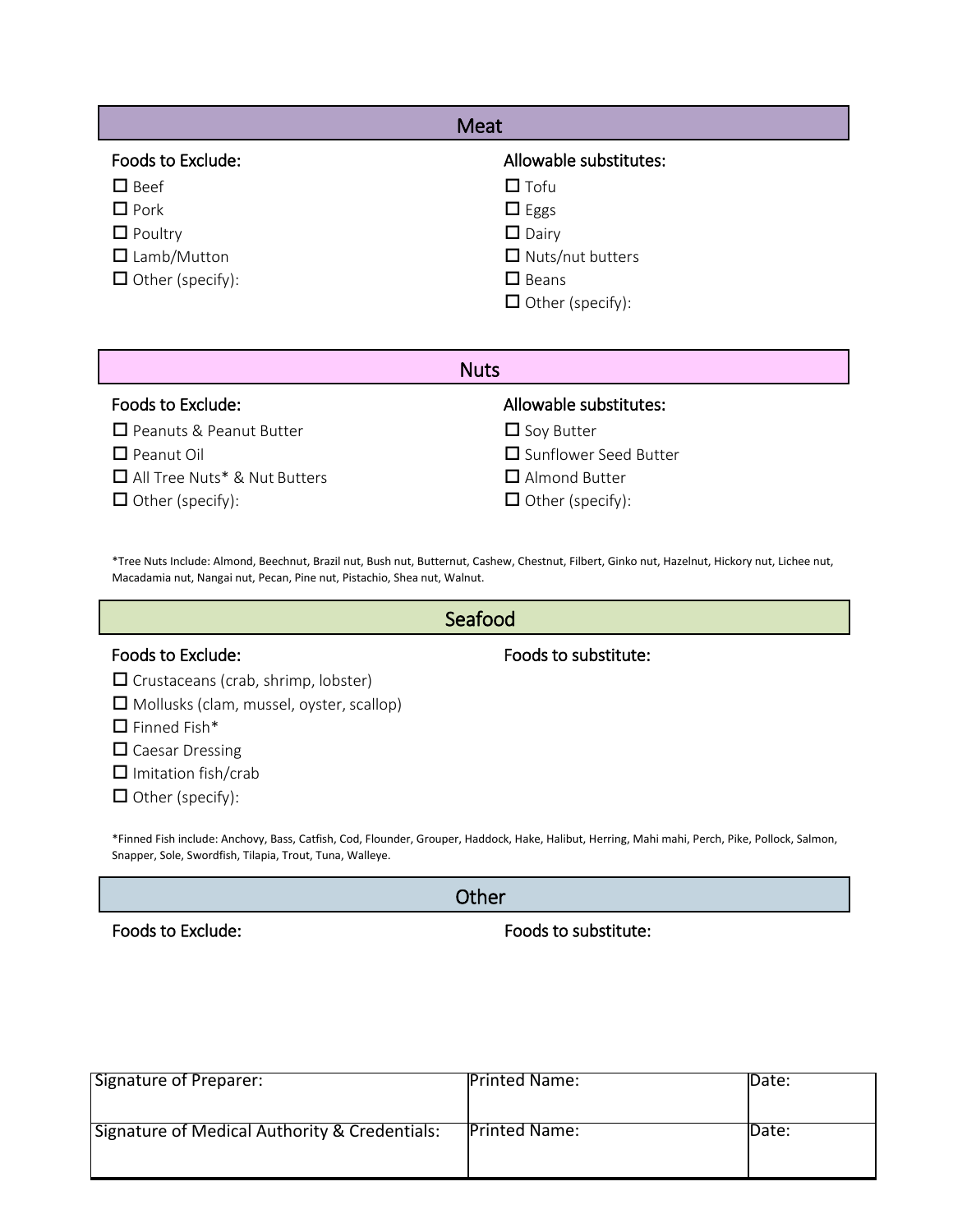## Meat

**Foods to Exclude:**

- ☐ Beef
- ☐ Pork
- ☐ Poultry
- ☐ Lamb/Mutton
- ☐ Other (specify):

**Allowable substitutes:**

- ☐ Tofu
- ☐ Eggs
- ☐ Dairy
- ☐ Nuts/nut butters
- ☐ Beans
- ☐ Other (specify):

## Nuts

**Foods to Exclude:**

- ☐ Peanuts & Peanut Butter
- ☐ Peanut Oil
- ☐ All Tree Nuts* & Nut Butters
- ☐ Other (specify):

**Allowable substitutes:**

- ☐ Soy Butter
- ☐ Sunflower Seed Butter
- ☐ Almond Butter
- ☐ Other (specify):

*Tree Nuts Include: Almond, Beechnut, Brazil nut, Bush nut, Butternut, Cashew, Chestnut, Filbert, Ginko nut, Hazelnut, Hickory nut, Lichee nut, Macadamia nut, Nangai nut, Pecan, Pine nut, Pistachio, Shea nut, Walnut.

## Seafood

**Foods to Exclude:**

- ☐ Crustaceans (crab, shrimp, lobster)
- ☐ Mollusks (clam, mussel, oyster, scallop)
- ☐ Finned Fish*
- ☐ Caesar Dressing
- ☐ Imitation fish/crab
- ☐ Other (specify):

**Foods to substitute:**

*Finned Fish include: Anchovy, Bass, Catfish, Cod, Flounder, Grouper, Haddock, Hake, Halibut, Herring, Mahi mahi, Perch, Pike, Pollock, Salmon, Snapper, Sole, Swordfish, Tilapia, Trout, Tuna, Walleye.

## Other

**Foods to Exclude:**

**Foods to substitute:**

| | | |
|---|---|---|
| Signature of Preparer: | Printed Name: | Date: |
| Signature of Medical Authority & Credentials: | Printed Name: | Date: |